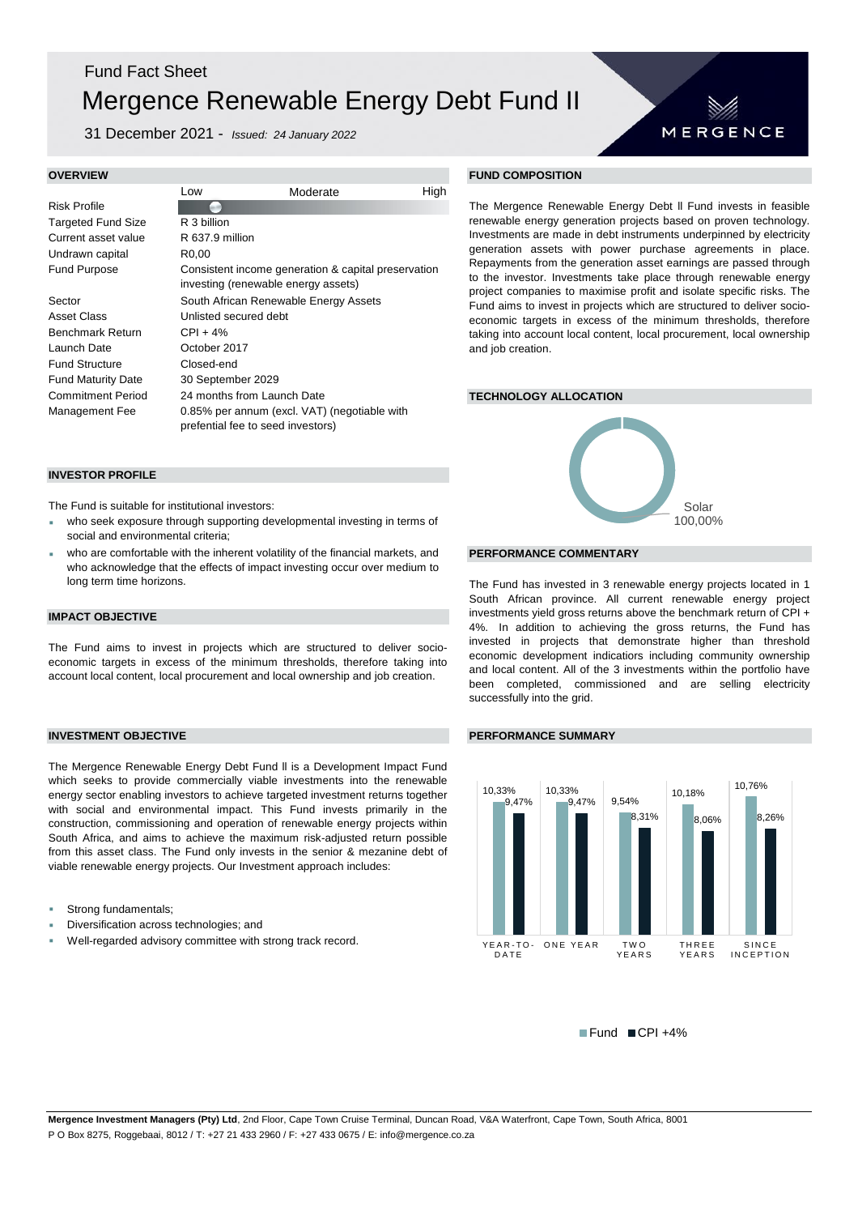Fund Fact Sheet

# Mergence Renewable Energy Debt Fund II

31 December 2021 - *Issued: 24 January 2022*

## OVERVIEW

| | |
|---|---|
| Risk Profile | Low — Moderate — High (Low) |
| Targeted Fund Size | R 3 billion |
| Current asset value | R 637.9 million |
| Undrawn capital | R0,00 |
| Fund Purpose | Consistent income generation & capital preservation investing (renewable energy assets) |
| Sector | South African Renewable Energy Assets |
| Asset Class | Unlisted secured debt |
| Benchmark Return | CPI + 4% |
| Launch Date | October 2017 |
| Fund Structure | Closed-end |
| Fund Maturity Date | 30 September 2029 |
| Commitment Period | 24 months from Launch Date |
| Management Fee | 0.85% per annum (excl. VAT) (negotiable with prefential fee to seed investors) |

## INVESTOR PROFILE

The Fund is suitable for institutional investors:

- who seek exposure through supporting developmental investing in terms of social and environmental criteria;
- who are comfortable with the inherent volatility of the financial markets, and who acknowledge that the effects of impact investing occur over medium to long term time horizons.

## IMPACT OBJECTIVE

The Fund aims to invest in projects which are structured to deliver socio-economic targets in excess of the minimum thresholds, therefore taking into account local content, local procurement and local ownership and job creation.

## INVESTMENT OBJECTIVE

The Mergence Renewable Energy Debt Fund ll is a Development Impact Fund which seeks to provide commercially viable investments into the renewable energy sector enabling investors to achieve targeted investment returns together with social and environmental impact. This Fund invests primarily in the construction, commissioning and operation of renewable energy projects within South Africa, and aims to achieve the maximum risk-adjusted return possible from this asset class. The Fund only invests in the senior & mezanine debt of viable renewable energy projects. Our Investment approach includes:

- Strong fundamentals;
- Diversification across technologies; and
- Well-regarded advisory committee with strong track record.

## FUND COMPOSITION

The Mergence Renewable Energy Debt ll Fund invests in feasible renewable energy generation projects based on proven technology. Investments are made in debt instruments underpinned by electricity generation assets with power purchase agreements in place. Repayments from the generation asset earnings are passed through to the investor. Investments take place through renewable energy project companies to maximise profit and isolate specific risks. The Fund aims to invest in projects which are structured to deliver socio-economic targets in excess of the minimum thresholds, therefore taking into account local content, local procurement, local ownership and job creation.

## TECHNOLOGY ALLOCATION

| Technology | Allocation |
|---|---|
| Solar | 100,00% |

## PERFORMANCE COMMENTARY

The Fund has invested in 3 renewable energy projects located in 1 South African province. All current renewable energy project investments yield gross returns above the benchmark return of CPI + 4%. In addition to achieving the gross returns, the Fund has invested in projects that demonstrate higher than threshold economic development indicators including community ownership and local content. All of the 3 investments within the portfolio have been completed, commissioned and are selling electricity successfully into the grid.

## PERFORMANCE SUMMARY

| | Year-to-Date | One Year | Two Years | Three Years | Since Inception |
|---|---|---|---|---|---|
| Fund | 10,33% | 10,33% | 9,54% | 10,18% | 10,76% |
| CPI +4% | 9,47% | 9,47% | 8,31% | 8,06% | 8,26% |

**Mergence Investment Managers (Pty) Ltd**, 2nd Floor, Cape Town Cruise Terminal, Dunçan Road, V&A Waterfront, Cape Town, South Africa, 8001
P O Box 8275, Roggebaai, 8012 / T: +27 21 433 2960 / F: +27 433 0675 / E: info@mergence.co.za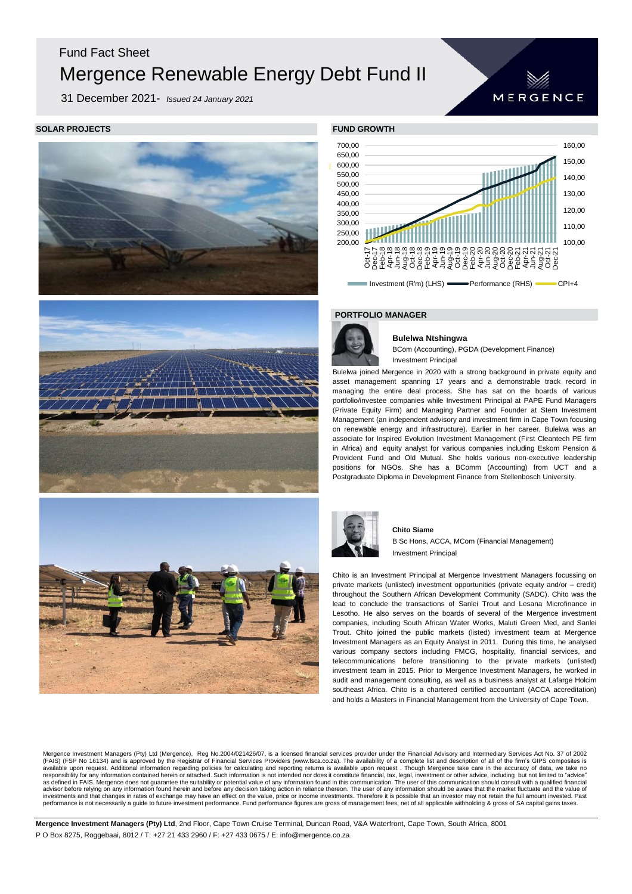Fund Fact Sheet

# Mergence Renewable Energy Debt Fund II

31 December 2021- *Issued 24 January 2021*

MERGENCE

## SOLAR PROJECTS

## FUND GROWTH

700,00
650,00
600,00
550,00
500,00
450,00
400,00
350,00
300,00
250,00
200,00

160,00
150,00
140,00
130,00
120,00
110,00
100,00

Oct-17 Dec-17 Feb-18 Apr-18 Jun-18 Aug-18 Oct-18 Dec-18 Feb-19 Apr-19 Jun-19 Aug-19 Oct-19 Dec-19 Feb-20 Apr-20 Jun-20 Aug-20 Oct-20 Dec-20 Feb-21 Apr-21 Jun-21 Aug-21 Oct-21 Dec-21

Investment (R'm) (LHS) Performance (RHS) CPI+4

## PORTFOLIO MANAGER

**Bulelwa Ntshingwa**
BCom (Accounting), PGDA (Development Finance)
Investment Principal

Bulelwa joined Mergence in 2020 with a strong background in private equity and asset management spanning 17 years and a demonstrable track record in managing the entire deal process. She has sat on the boards of various portfolio/investee companies while Investment Principal at PAPE Fund Managers (Private Equity Firm) and Managing Partner and Founder at Stem Investment Management (an independent advisory and investment firm in Cape Town focusing on renewable energy and infrastructure). Earlier in her career, Bulelwa was an associate for Inspired Evolution Investment Management (First Cleantech PE firm in Africa) and equity analyst for various companies including Eskom Pension & Provident Fund and Old Mutual. She holds various non-executive leadership positions for NGOs. She has a BComm (Accounting) from UCT and a Postgraduate Diploma in Development Finance from Stellenbosch University.

**Chito Siame**
B Sc Hons, ACCA, MCom (Financial Management)
Investment Principal

Chito is an Investment Principal at Mergence Investment Managers focussing on private markets (unlisted) investment opportunities (private equity and/or – credit) throughout the Southern African Development Community (SADC). Chito was the lead to conclude the transactions of Sanlei Trout and Lesana Microfinance in Lesotho. He also serves on the boards of several of the Mergence investment companies, including South African Water Works, Maluti Green Med, and Sanlei Trout. Chito joined the public markets (listed) investment team at Mergence Investment Managers as an Equity Analyst in 2011. During this time, he analysed various company sectors including FMCG, hospitality, financial services, and telecommunications before transitioning to the private markets (unlisted) investment team in 2015. Prior to Mergence Investment Managers, he worked in audit and management consulting, as well as a business analyst at Lafarge Holcim southeast Africa. Chito is a chartered certified accountant (ACCA accreditation) and holds a Masters in Financial Management from the University of Cape Town.

Mergence Investment Managers (Pty) Ltd (Mergence), Reg No.2004/021426/07, is a licensed financial services provider under the Financial Advisory and Intermediary Services Act No. 37 of 2002 (FAIS) (FSP No 16134) and is approved by the Registrar of Financial Services Providers (www.fsca.co.za). The availability of a complete list and description of all of the firm's GIPS composites is available upon request. Additional information regarding policies for calculating and reporting returns is available upon request . Though Mergence take care in the accuracy of data, we take no responsibility for any information contained herein or attached. Such information is not intended nor does it constitute financial, tax, legal, investment or other advice, including but not limited to "advice" as defined in FAIS. Mergence does not guarantee the suitability or potential value of any information found in this communication. The user of this communication should consult with a qualified financial advisor before relying on any information found herein and before any decision taking action in reliance thereon. The user of any information should be aware that the market fluctuate and the value of investments and that changes in rates of exchange may have an effect on the value, price or income investments. Therefore it is possible that an investor may not retain the full amount invested. Past performance is not necessarily a guide to future investment performance. Fund performance figures are gross of management fees, net of all applicable withholding & gross of SA capital gains taxes.

**Mergence Investment Managers (Pty) Ltd**, 2nd Floor, Cape Town Cruise Terminal, Duncan Road, V&A Waterfront, Cape Town, South Africa, 8001
P O Box 8275, Roggebaai, 8012 / T: +27 21 433 2960 / F: +27 433 0675 / E: info@mergence.co.za